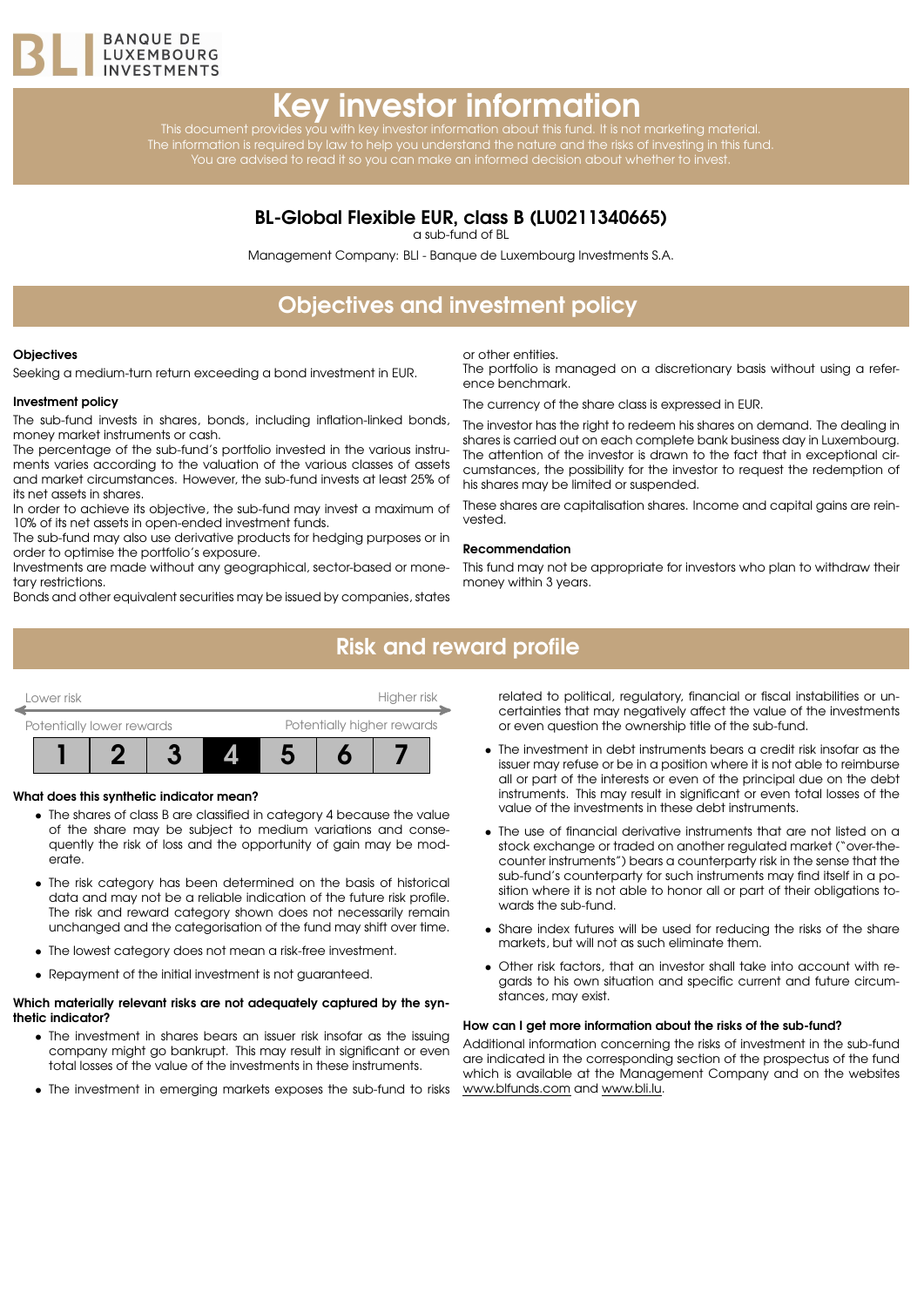BANQUE DE LUXEMBOURG INVESTMENTS

# Key investor information

This document provides you with key investor information about this fund. It is not marketing material. The information is required by law to help you understand the nature and the risks of investing in this fund. You are advised to read it so you can make an informed decision about whether to invest.

### BL-Global Flexible EUR, class B (LU0211340665)

a sub-fund of BL

Management Company: BLI - Banque de Luxembourg Investments S.A.

## Objectives and investment policy

**Objectives**

Seeking a medium-turn return exceeding a bond investment in EUR.

**Investment policy**

The sub-fund invests in shares, bonds, including inflation-linked bonds, money market instruments or cash.

The percentage of the sub-fund's portfolio invested in the various instruments varies according to the valuation of the various classes of assets and market circumstances. However, the sub-fund invests at least 25% of its net assets in shares.

In order to achieve its objective, the sub-fund may invest a maximum of 10% of its net assets in open-ended investment funds.

The sub-fund may also use derivative products for hedging purposes or in order to optimise the portfolio's exposure.

Investments are made without any geographical, sector-based or monetary restrictions.

Bonds and other equivalent securities may be issued by companies, states or other entities.

The portfolio is managed on a discretionary basis without using a reference benchmark.

The currency of the share class is expressed in EUR.

The investor has the right to redeem his shares on demand. The dealing in shares is carried out on each complete bank business day in Luxembourg. The attention of the investor is drawn to the fact that in exceptional circumstances, the possibility for the investor to request the redemption of his shares may be limited or suspended.

These shares are capitalisation shares. Income and capital gains are reinvested.

**Recommendation**

This fund may not be appropriate for investors who plan to withdraw their money within 3 years.

## Risk and reward profile

Lower risk — Higher risk

Potentially lower rewards — Potentially higher rewards

| 1 | 2 | 3 | **4** | 5 | 6 | 7 |
|---|---|---|---|---|---|---|

**What does this synthetic indicator mean?**

- The shares of class B are classified in category 4 because the value of the share may be subject to medium variations and consequently the risk of loss and the opportunity of gain may be moderate.
- The risk category has been determined on the basis of historical data and may not be a reliable indication of the future risk profile. The risk and reward category shown does not necessarily remain unchanged and the categorisation of the fund may shift over time.
- The lowest category does not mean a risk-free investment.
- Repayment of the initial investment is not guaranteed.

**Which materially relevant risks are not adequately captured by the synthetic indicator?**

- The investment in shares bears an issuer risk insofar as the issuing company might go bankrupt. This may result in significant or even total losses of the value of the investments in these instruments.
- The investment in emerging markets exposes the sub-fund to risks related to political, regulatory, financial or fiscal instabilities or uncertainties that may negatively affect the value of the investments or even question the ownership title of the sub-fund.
- The investment in debt instruments bears a credit risk insofar as the issuer may refuse or be in a position where it is not able to reimburse all or part of the interests or even of the principal due on the debt instruments. This may result in significant or even total losses of the value of the investments in these debt instruments.
- The use of financial derivative instruments that are not listed on a stock exchange or traded on another regulated market ("over-the-counter instruments") bears a counterparty risk in the sense that the sub-fund's counterparty for such instruments may find itself in a position where it is not able to honor all or part of their obligations towards the sub-fund.
- Share index futures will be used for reducing the risks of the share markets, but will not as such eliminate them.
- Other risk factors, that an investor shall take into account with regards to his own situation and specific current and future circumstances, may exist.

**How can I get more information about the risks of the sub-fund?**

Additional information concerning the risks of investment in the sub-fund are indicated in the corresponding section of the prospectus of the fund which is available at the Management Company and on the websites www.blfunds.com and www.bli.lu.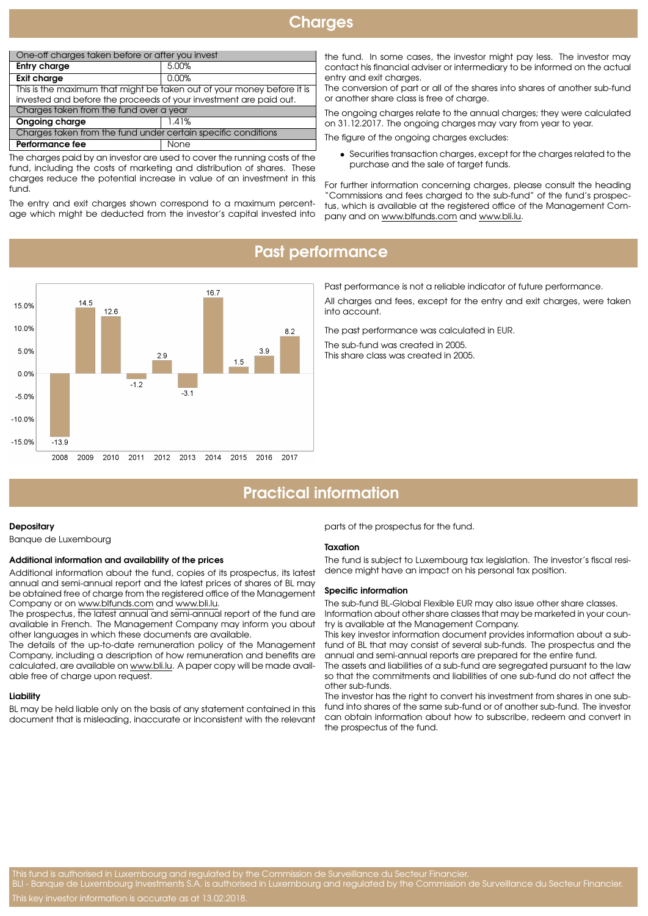## Charges

| | |
|---|---|
| One-off charges taken before or after you invest | |
| **Entry charge** | 5.00% |
| **Exit charge** | 0.00% |
| This is the maximum that might be taken out of your money before it is invested and before the proceeds of your investment are paid out. | |
| Charges taken from the fund over a year | |
| **Ongoing charge** | 1.41% |
| Charges taken from the fund under certain specific conditions | |
| **Performance fee** | None |

The charges paid by an investor are used to cover the running costs of the fund, including the costs of marketing and distribution of shares. These charges reduce the potential increase in value of an investment in this fund.

The entry and exit charges shown correspond to a maximum percentage which might be deducted from the investor's capital invested into the fund. In some cases, the investor might pay less. The investor may contact his financial adviser or intermediary to be informed on the actual entry and exit charges.

The conversion of part or all of the shares into shares of another sub-fund or another share class is free of charge.

The ongoing charges relate to the annual charges; they were calculated on 31.12.2017. The ongoing charges may vary from year to year.

The figure of the ongoing charges excludes:

- Securities transaction charges, except for the charges related to the purchase and the sale of target funds.

For further information concerning charges, please consult the heading "Commissions and fees charged to the sub-fund" of the fund's prospectus, which is available at the registered office of the Management Company and on www.blfunds.com and www.bli.lu.

## Past performance

15.0%
10.0%
5.0%
0.0%
-5.0%
-10.0%
-15.0%

2008: -13.9
2009: 14.5
2010: 12.6
2011: -1.2
2012: 2.9
2013: -3.1
2014: 16.7
2015: 1.5
2016: 3.9
2017: 8.2

Past performance is not a reliable indicator of future performance.

All charges and fees, except for the entry and exit charges, were taken into account.

The past performance was calculated in EUR.

The sub-fund was created in 2005.
This share class was created in 2005.

## Practical information

**Depositary**

Banque de Luxembourg

**Additional information and availability of the prices**

Additional information about the fund, copies of its prospectus, its latest annual and semi-annual report and the latest prices of shares of BL may be obtained free of charge from the registered office of the Management Company or on www.blfunds.com and www.bli.lu.
The prospectus, the latest annual and semi-annual report of the fund are available in French. The Management Company may inform you about other languages in which these documents are available.
The details of the up-to-date remuneration policy of the Management Company, including a description of how remuneration and benefits are calculated, are available on www.bli.lu. A paper copy will be made available free of charge upon request.

**Liability**

BL may be held liable only on the basis of any statement contained in this document that is misleading, inaccurate or inconsistent with the relevant parts of the prospectus for the fund.

**Taxation**

The fund is subject to Luxembourg tax legislation. The investor's fiscal residence might have an impact on his personal tax position.

**Specific information**

The sub-fund BL-Global Flexible EUR may also issue other share classes. Information about other share classes that may be marketed in your country is available at the Management Company.
This key investor information document provides information about a sub-fund of BL that may consist of several sub-funds. The prospectus and the annual and semi-annual reports are prepared for the entire fund.
The assets and liabilities of a sub-fund are segregated pursuant to the law so that the commitments and liabilities of one sub-fund do not affect the other sub-funds.
The investor has the right to convert his investment from shares in one sub-fund into shares of the same sub-fund or of another sub-fund. The investor can obtain information about how to subscribe, redeem and convert in the prospectus of the fund.

This fund is authorised in Luxembourg and regulated by the Commission de Surveillance du Secteur Financier.
BLI - Banque de Luxembourg Investments S.A. is authorised in Luxembourg and regulated by the Commission de Surveillance du Secteur Financier.

This key investor information is accurate as at 13.02.2018.